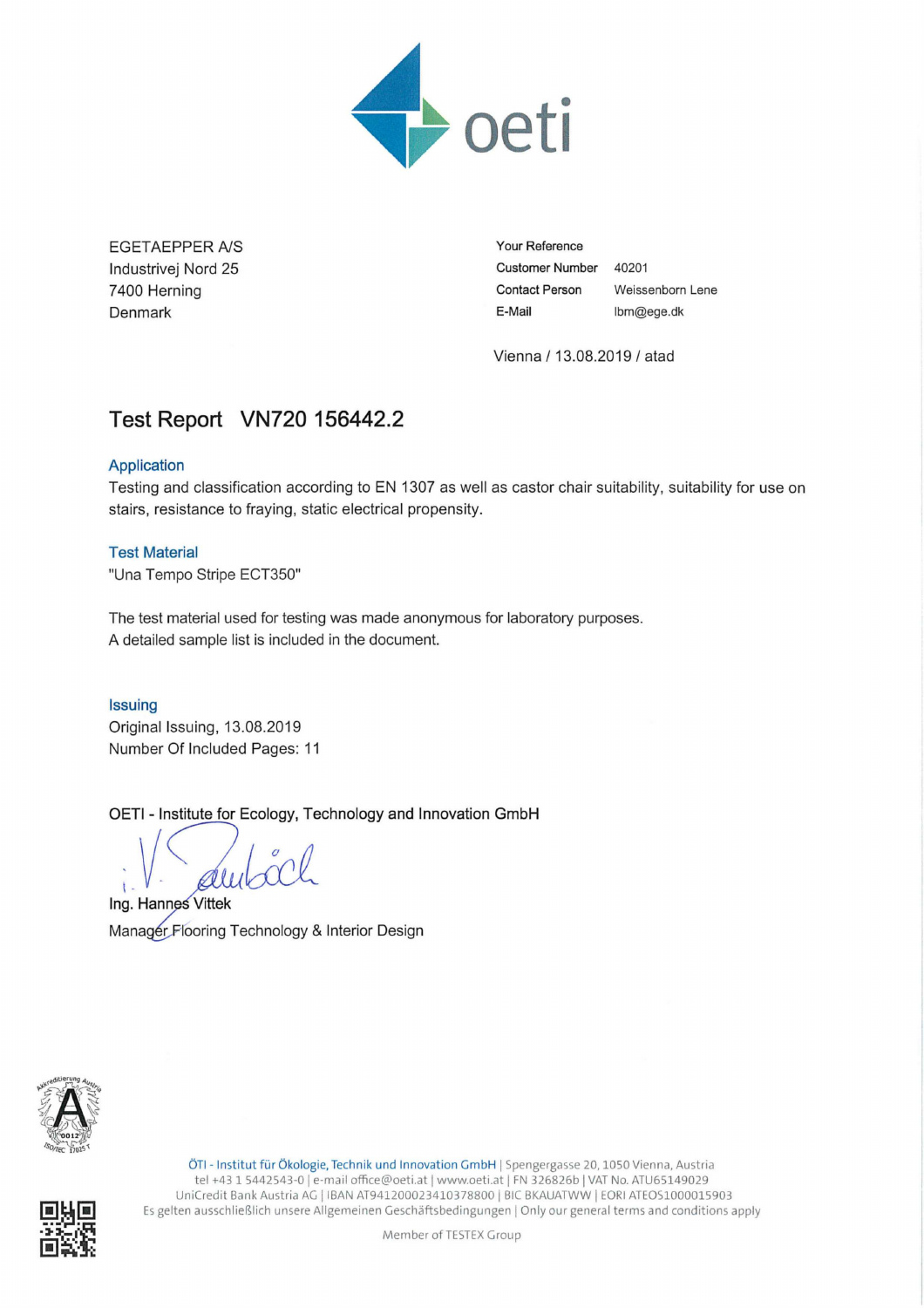oeti

EGETAEPPER A/S
Industrivej Nord 25
7400 Herning
Denmark

| | |
|---|---|
| Your Reference | |
| Customer Number | 40201 |
| Contact Person | Weissenborn Lene |
| E-Mail | lbm@ege.dk |

Vienna / 13.08.2019 / atad

# Test Report VN720 156442.2

### Application

Testing and classification according to EN 1307 as well as castor chair suitability, suitability for use on stairs, resistance to fraying, static electrical propensity.

### Test Material

"Una Tempo Stripe ECT350"

The test material used for testing was made anonymous for laboratory purposes.
A detailed sample list is included in the document.

### Issuing

Original Issuing, 13.08.2019
Number Of Included Pages: 11

OETI - Institute for Ecology, Technology and Innovation GmbH

i. V. [signature]

Ing. Hannes Vittek
Manager Flooring Technology & Interior Design

ÖTI - Institut für Ökologie, Technik und Innovation GmbH | Spengergasse 20, 1050 Vienna, Austria
tel +43 1 5442543-0 | e-mail office@oeti.at | www.oeti.at | FN 326826b | VAT No. ATU65149029
UniCredit Bank Austria AG | IBAN AT941200023410378800 | BIC BKAUATWW | EORI ATEOS1000015903
Es gelten ausschließlich unsere Allgemeinen Geschäftsbedingungen | Only our general terms and conditions apply

Member of TESTEX Group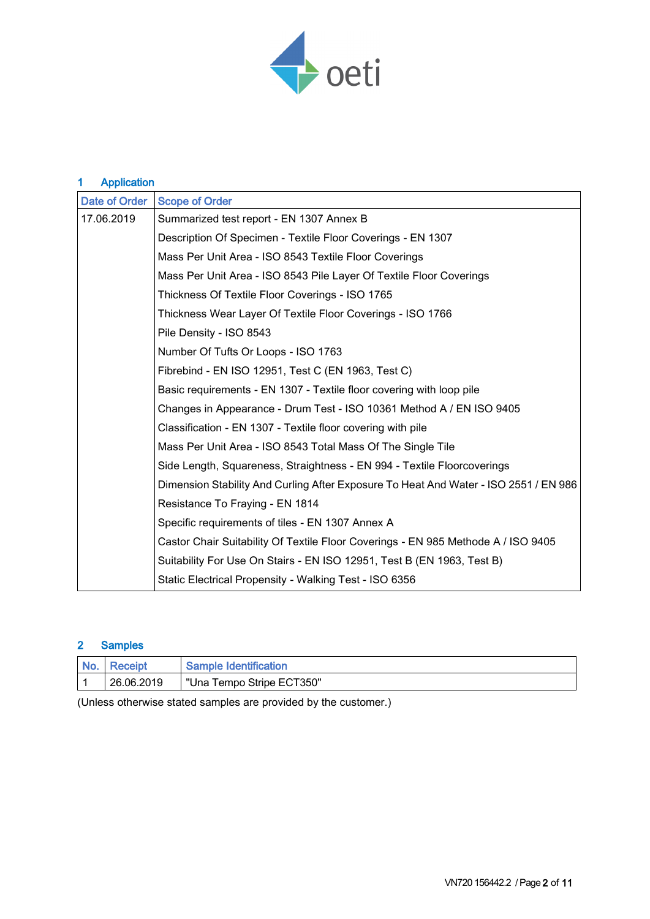## 1 Application

| Date of Order | Scope of Order |
|---|---|
| 17.06.2019 | Summarized test report - EN 1307 Annex B |
| | Description Of Specimen - Textile Floor Coverings - EN 1307 |
| | Mass Per Unit Area - ISO 8543 Textile Floor Coverings |
| | Mass Per Unit Area - ISO 8543 Pile Layer Of Textile Floor Coverings |
| | Thickness Of Textile Floor Coverings - ISO 1765 |
| | Thickness Wear Layer Of Textile Floor Coverings - ISO 1766 |
| | Pile Density - ISO 8543 |
| | Number Of Tufts Or Loops - ISO 1763 |
| | Fibrebind - EN ISO 12951, Test C (EN 1963, Test C) |
| | Basic requirements - EN 1307 - Textile floor covering with loop pile |
| | Changes in Appearance - Drum Test - ISO 10361 Method A / EN ISO 9405 |
| | Classification - EN 1307 - Textile floor covering with pile |
| | Mass Per Unit Area - ISO 8543 Total Mass Of The Single Tile |
| | Side Length, Squareness, Straightness - EN 994 - Textile Floorcoverings |
| | Dimension Stability And Curling After Exposure To Heat And Water - ISO 2551 / EN 986 |
| | Resistance To Fraying - EN 1814 |
| | Specific requirements of tiles - EN 1307 Annex A |
| | Castor Chair Suitability Of Textile Floor Coverings - EN 985 Methode A / ISO 9405 |
| | Suitability For Use On Stairs - EN ISO 12951, Test B (EN 1963, Test B) |
| | Static Electrical Propensity - Walking Test - ISO 6356 |

## 2 Samples

| No. | Receipt | Sample Identification |
|---|---|---|
| 1 | 26.06.2019 | "Una Tempo Stripe ECT350" |

(Unless otherwise stated samples are provided by the customer.)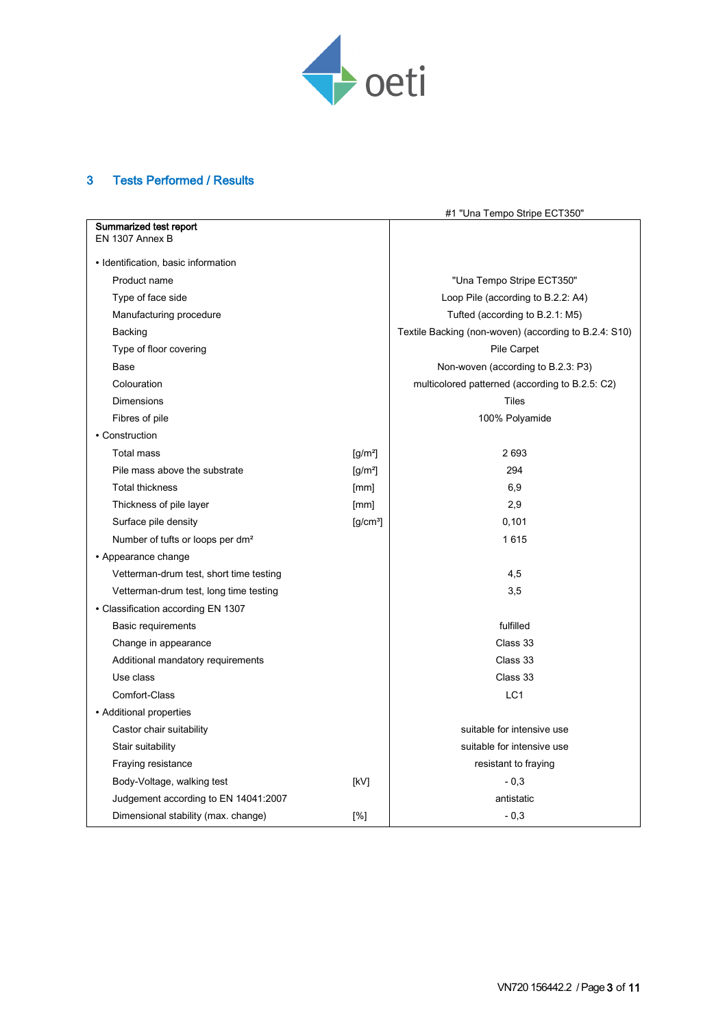## 3 Tests Performed / Results

| Summarized test report EN 1307 Annex B | | #1 "Una Tempo Stripe ECT350" |
|---|---|---|
| • Identification, basic information | | |
| Product name | | "Una Tempo Stripe ECT350" |
| Type of face side | | Loop Pile (according to B.2.2: A4) |
| Manufacturing procedure | | Tufted (according to B.2.1: M5) |
| Backing | | Textile Backing (non-woven) (according to B.2.4: S10) |
| Type of floor covering | | Pile Carpet |
| Base | | Non-woven (according to B.2.3: P3) |
| Colouration | | multicolored patterned (according to B.2.5: C2) |
| Dimensions | | Tiles |
| Fibres of pile | | 100% Polyamide |
| • Construction | | |
| Total mass | [g/m²] | 2 693 |
| Pile mass above the substrate | [g/m²] | 294 |
| Total thickness | [mm] | 6,9 |
| Thickness of pile layer | [mm] | 2,9 |
| Surface pile density | [g/cm³] | 0,101 |
| Number of tufts or loops per dm² | | 1 615 |
| • Appearance change | | |
| Vetterman-drum test, short time testing | | 4,5 |
| Vetterman-drum test, long time testing | | 3,5 |
| • Classification according EN 1307 | | |
| Basic requirements | | fulfilled |
| Change in appearance | | Class 33 |
| Additional mandatory requirements | | Class 33 |
| Use class | | Class 33 |
| Comfort-Class | | LC1 |
| • Additional properties | | |
| Castor chair suitability | | suitable for intensive use |
| Stair suitability | | suitable for intensive use |
| Fraying resistance | | resistant to fraying |
| Body-Voltage, walking test | [kV] | - 0,3 |
| Judgement according to EN 14041:2007 | | antistatic |
| Dimensional stability (max. change) | [%] | - 0,3 |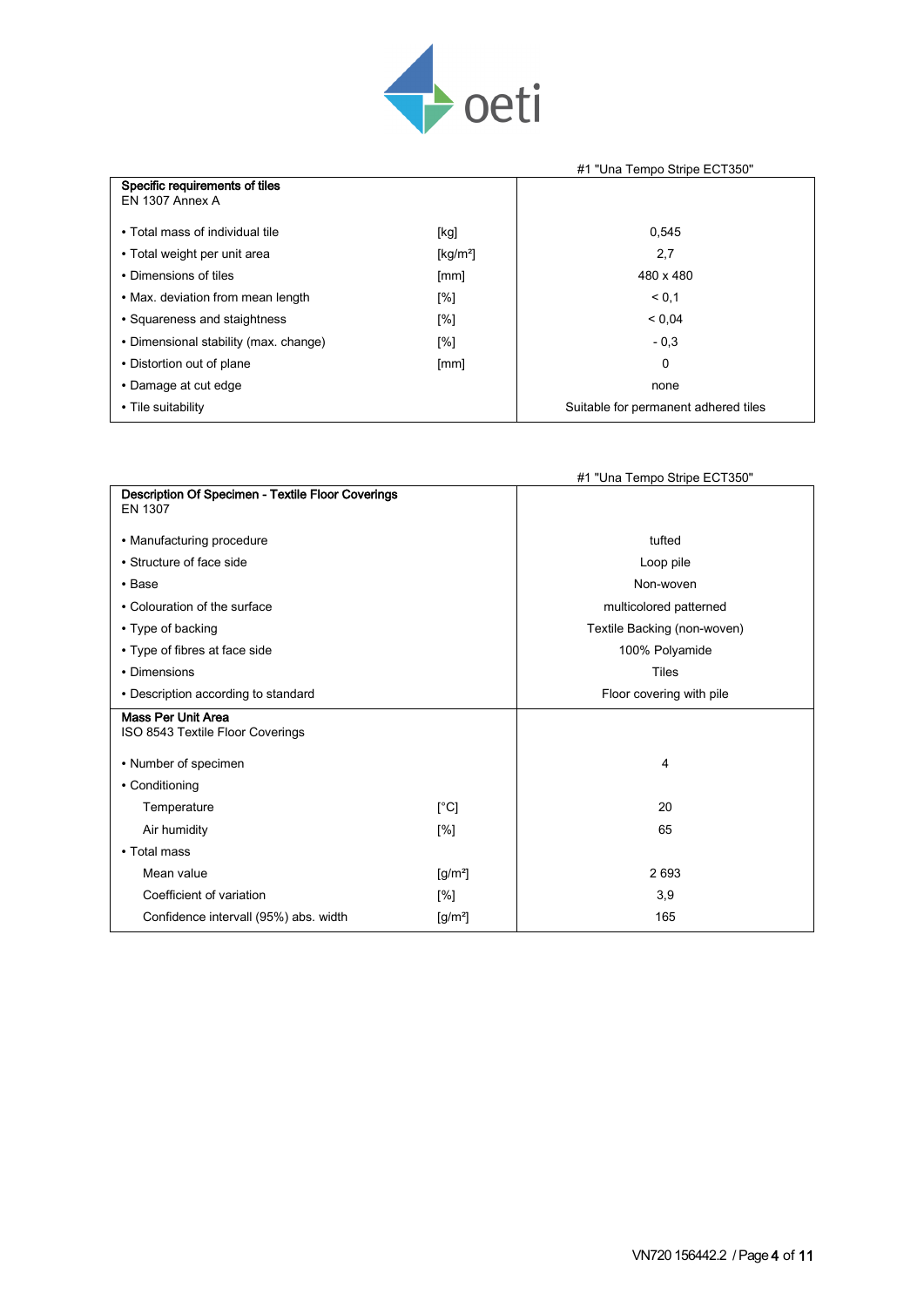oeti

| Specific requirements of tiles<br>EN 1307 Annex A | | #1 "Una Tempo Stripe ECT350" |
|---|---|---|
| • Total mass of individual tile | [kg] | 0,545 |
| • Total weight per unit area | [kg/m²] | 2,7 |
| • Dimensions of tiles | [mm] | 480 x 480 |
| • Max. deviation from mean length | [%] | < 0,1 |
| • Squareness and staightness | [%] | < 0,04 |
| • Dimensional stability (max. change) | [%] | - 0,3 |
| • Distortion out of plane | [mm] | 0 |
| • Damage at cut edge | | none |
| • Tile suitability | | Suitable for permanent adhered tiles |

| Description Of Specimen - Textile Floor Coverings<br>EN 1307 | | #1 "Una Tempo Stripe ECT350" |
|---|---|---|
| • Manufacturing procedure | | tufted |
| • Structure of face side | | Loop pile |
| • Base | | Non-woven |
| • Colouration of the surface | | multicolored patterned |
| • Type of backing | | Textile Backing (non-woven) |
| • Type of fibres at face side | | 100% Polyamide |
| • Dimensions | | Tiles |
| • Description according to standard | | Floor covering with pile |
| **Mass Per Unit Area**<br>ISO 8543 Textile Floor Coverings | | |
| • Number of specimen | | 4 |
| • Conditioning | | |
| Temperature | [°C] | 20 |
| Air humidity | [%] | 65 |
| • Total mass | | |
| Mean value | [g/m²] | 2 693 |
| Coefficient of variation | [%] | 3,9 |
| Confidence intervall (95%) abs. width | [g/m²] | 165 |

VN720 156442.2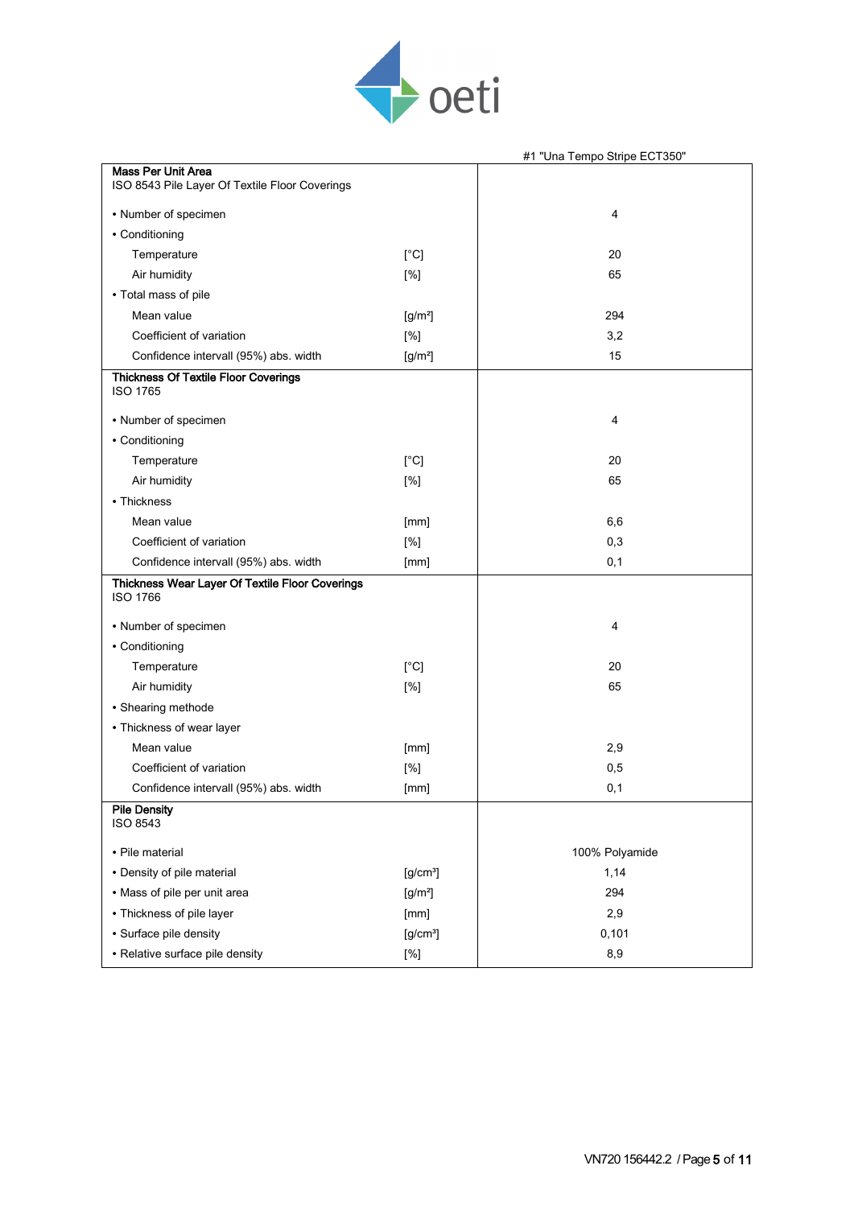| | | #1 "Una Tempo Stripe ECT350" |
|---|---|---|
| **Mass Per Unit Area**<br>ISO 8543 Pile Layer Of Textile Floor Coverings | | |
| • Number of specimen | | 4 |
| • Conditioning | | |
| Temperature | [°C] | 20 |
| Air humidity | [%] | 65 |
| • Total mass of pile | | |
| Mean value | [g/m²] | 294 |
| Coefficient of variation | [%] | 3,2 |
| Confidence intervall (95%) abs. width | [g/m²] | 15 |
| **Thickness Of Textile Floor Coverings**<br>ISO 1765 | | |
| • Number of specimen | | 4 |
| • Conditioning | | |
| Temperature | [°C] | 20 |
| Air humidity | [%] | 65 |
| • Thickness | | |
| Mean value | [mm] | 6,6 |
| Coefficient of variation | [%] | 0,3 |
| Confidence intervall (95%) abs. width | [mm] | 0,1 |
| **Thickness Wear Layer Of Textile Floor Coverings**<br>ISO 1766 | | |
| • Number of specimen | | 4 |
| • Conditioning | | |
| Temperature | [°C] | 20 |
| Air humidity | [%] | 65 |
| • Shearing methode | | |
| • Thickness of wear layer | | |
| Mean value | [mm] | 2,9 |
| Coefficient of variation | [%] | 0,5 |
| Confidence intervall (95%) abs. width | [mm] | 0,1 |
| **Pile Density**<br>ISO 8543 | | |
| • Pile material | | 100% Polyamide |
| • Density of pile material | [g/cm³] | 1,14 |
| • Mass of pile per unit area | [g/m²] | 294 |
| • Thickness of pile layer | [mm] | 2,9 |
| • Surface pile density | [g/cm³] | 0,101 |
| • Relative surface pile density | [%] | 8,9 |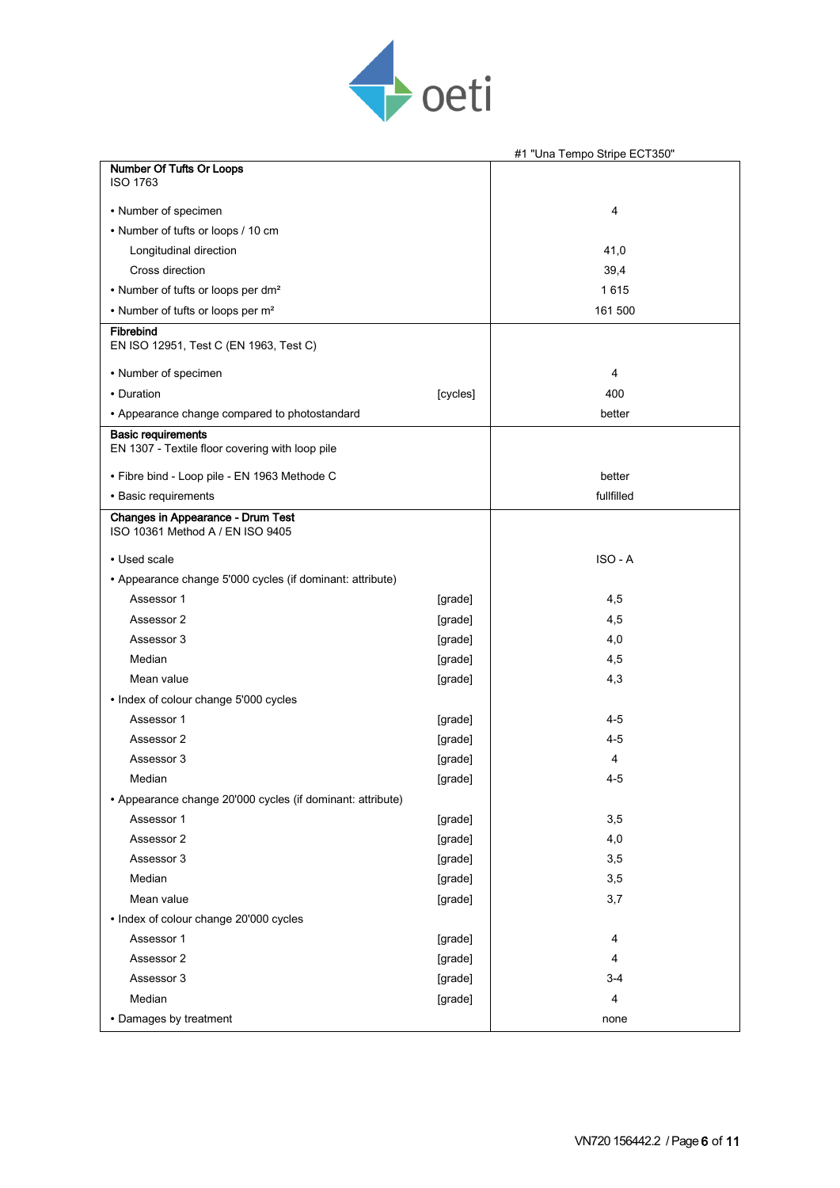| | | #1 "Una Tempo Stripe ECT350" |
|---|---|---|
| **Number Of Tufts Or Loops**<br>ISO 1763 | | |
| • Number of specimen | | 4 |
| • Number of tufts or loops / 10 cm | | |
| Longitudinal direction | | 41,0 |
| Cross direction | | 39,4 |
| • Number of tufts or loops per dm² | | 1 615 |
| • Number of tufts or loops per m² | | 161 500 |
| **Fibrebind**<br>EN ISO 12951, Test C (EN 1963, Test C) | | |
| • Number of specimen | | 4 |
| • Duration | [cycles] | 400 |
| • Appearance change compared to photostandard | | better |
| **Basic requirements**<br>EN 1307 - Textile floor covering with loop pile | | |
| • Fibre bind - Loop pile - EN 1963 Methode C | | better |
| • Basic requirements | | fullfilled |
| **Changes in Appearance - Drum Test**<br>ISO 10361 Method A / EN ISO 9405 | | |
| • Used scale | | ISO - A |
| • Appearance change 5'000 cycles (if dominant: attribute) | | |
| Assessor 1 | [grade] | 4,5 |
| Assessor 2 | [grade] | 4,5 |
| Assessor 3 | [grade] | 4,0 |
| Median | [grade] | 4,5 |
| Mean value | [grade] | 4,3 |
| • Index of colour change 5'000 cycles | | |
| Assessor 1 | [grade] | 4-5 |
| Assessor 2 | [grade] | 4-5 |
| Assessor 3 | [grade] | 4 |
| Median | [grade] | 4-5 |
| • Appearance change 20'000 cycles (if dominant: attribute) | | |
| Assessor 1 | [grade] | 3,5 |
| Assessor 2 | [grade] | 4,0 |
| Assessor 3 | [grade] | 3,5 |
| Median | [grade] | 3,5 |
| Mean value | [grade] | 3,7 |
| • Index of colour change 20'000 cycles | | |
| Assessor 1 | [grade] | 4 |
| Assessor 2 | [grade] | 4 |
| Assessor 3 | [grade] | 3-4 |
| Median | [grade] | 4 |
| • Damages by treatment | | none |

VN720 156442.2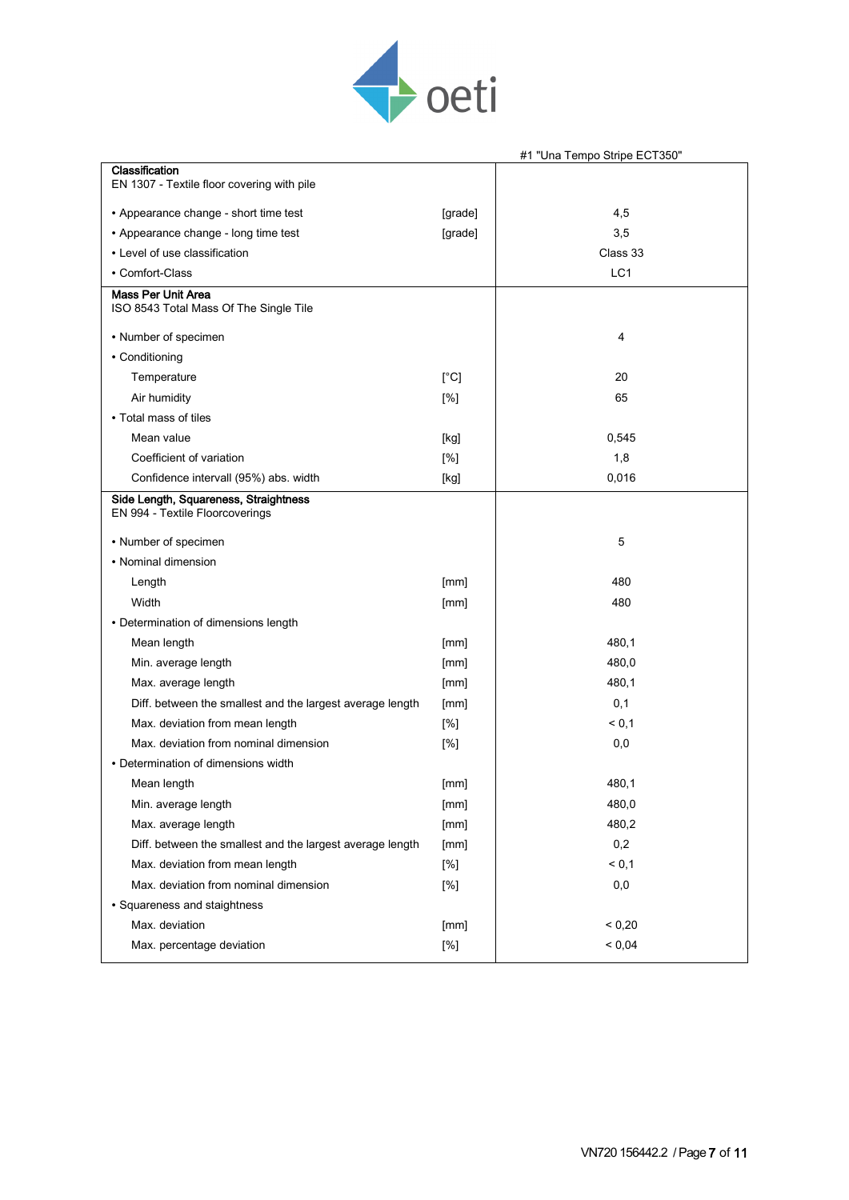| | | #1 "Una Tempo Stripe ECT350" |
|---|---|---|
| **Classification** | | |
| EN 1307 - Textile floor covering with pile | | |
| • Appearance change - short time test | [grade] | 4,5 |
| • Appearance change - long time test | [grade] | 3,5 |
| • Level of use classification | | Class 33 |
| • Comfort-Class | | LC1 |
| **Mass Per Unit Area** | | |
| ISO 8543 Total Mass Of The Single Tile | | |
| • Number of specimen | | 4 |
| • Conditioning | | |
| Temperature | [°C] | 20 |
| Air humidity | [%] | 65 |
| • Total mass of tiles | | |
| Mean value | [kg] | 0,545 |
| Coefficient of variation | [%] | 1,8 |
| Confidence intervall (95%) abs. width | [kg] | 0,016 |
| **Side Length, Squareness, Straightness** | | |
| EN 994 - Textile Floorcoverings | | |
| • Number of specimen | | 5 |
| • Nominal dimension | | |
| Length | [mm] | 480 |
| Width | [mm] | 480 |
| • Determination of dimensions length | | |
| Mean length | [mm] | 480,1 |
| Min. average length | [mm] | 480,0 |
| Max. average length | [mm] | 480,1 |
| Diff. between the smallest and the largest average length | [mm] | 0,1 |
| Max. deviation from mean length | [%] | < 0,1 |
| Max. deviation from nominal dimension | [%] | 0,0 |
| • Determination of dimensions width | | |
| Mean length | [mm] | 480,1 |
| Min. average length | [mm] | 480,0 |
| Max. average length | [mm] | 480,2 |
| Diff. between the smallest and the largest average length | [mm] | 0,2 |
| Max. deviation from mean length | [%] | < 0,1 |
| Max. deviation from nominal dimension | [%] | 0,0 |
| • Squareness and staightness | | |
| Max. deviation | [mm] | < 0,20 |
| Max. percentage deviation | [%] | < 0,04 |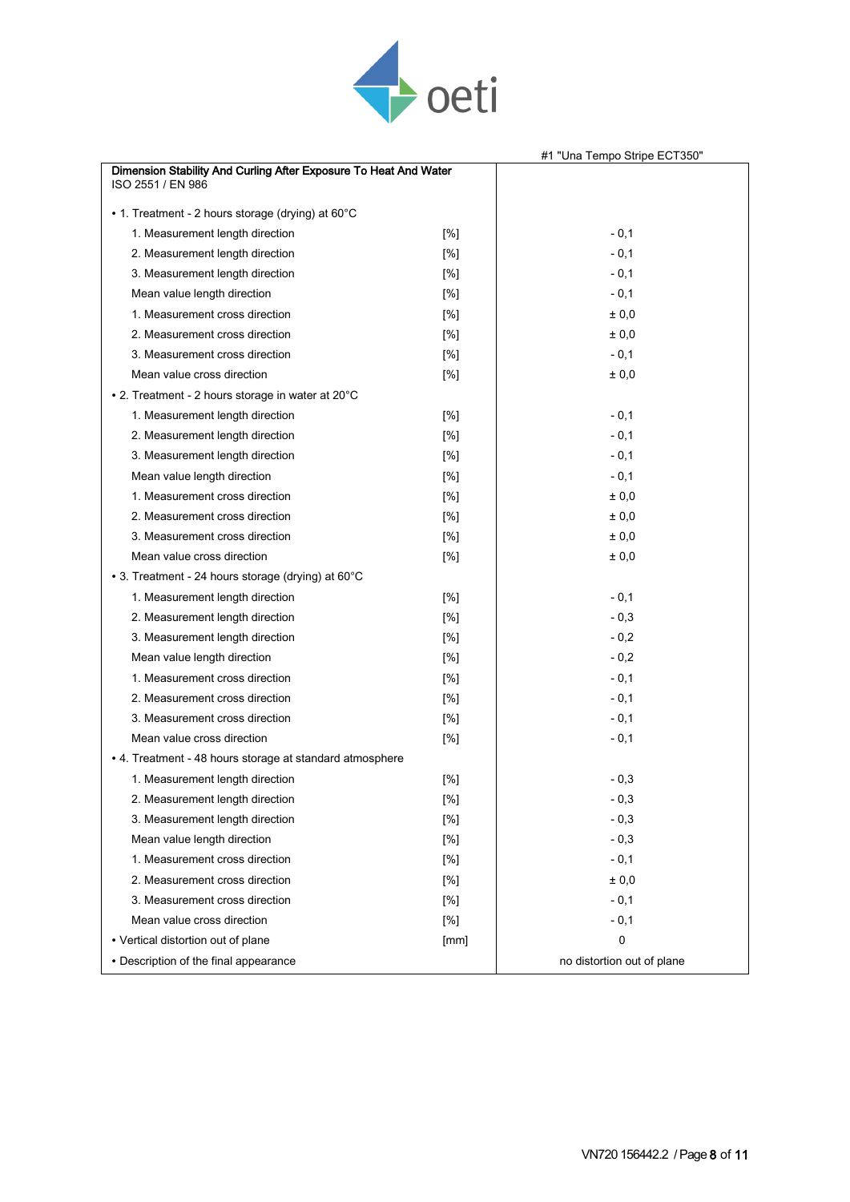| Dimension Stability And Curling After Exposure To Heat And Water<br>ISO 2551 / EN 986 | | #1 "Una Tempo Stripe ECT350" |
|---|---|---|
| • 1. Treatment - 2 hours storage (drying) at 60°C | | |
| 1. Measurement length direction | [%] | - 0,1 |
| 2. Measurement length direction | [%] | - 0,1 |
| 3. Measurement length direction | [%] | - 0,1 |
| Mean value length direction | [%] | - 0,1 |
| 1. Measurement cross direction | [%] | ± 0,0 |
| 2. Measurement cross direction | [%] | ± 0,0 |
| 3. Measurement cross direction | [%] | - 0,1 |
| Mean value cross direction | [%] | ± 0,0 |
| • 2. Treatment - 2 hours storage in water at 20°C | | |
| 1. Measurement length direction | [%] | - 0,1 |
| 2. Measurement length direction | [%] | - 0,1 |
| 3. Measurement length direction | [%] | - 0,1 |
| Mean value length direction | [%] | - 0,1 |
| 1. Measurement cross direction | [%] | ± 0,0 |
| 2. Measurement cross direction | [%] | ± 0,0 |
| 3. Measurement cross direction | [%] | ± 0,0 |
| Mean value cross direction | [%] | ± 0,0 |
| • 3. Treatment - 24 hours storage (drying) at 60°C | | |
| 1. Measurement length direction | [%] | - 0,1 |
| 2. Measurement length direction | [%] | - 0,3 |
| 3. Measurement length direction | [%] | - 0,2 |
| Mean value length direction | [%] | - 0,2 |
| 1. Measurement cross direction | [%] | - 0,1 |
| 2. Measurement cross direction | [%] | - 0,1 |
| 3. Measurement cross direction | [%] | - 0,1 |
| Mean value cross direction | [%] | - 0,1 |
| • 4. Treatment - 48 hours storage at standard atmosphere | | |
| 1. Measurement length direction | [%] | - 0,3 |
| 2. Measurement length direction | [%] | - 0,3 |
| 3. Measurement length direction | [%] | - 0,3 |
| Mean value length direction | [%] | - 0,3 |
| 1. Measurement cross direction | [%] | - 0,1 |
| 2. Measurement cross direction | [%] | ± 0,0 |
| 3. Measurement cross direction | [%] | - 0,1 |
| Mean value cross direction | [%] | - 0,1 |
| • Vertical distortion out of plane | [mm] | 0 |
| • Description of the final appearance | | no distortion out of plane |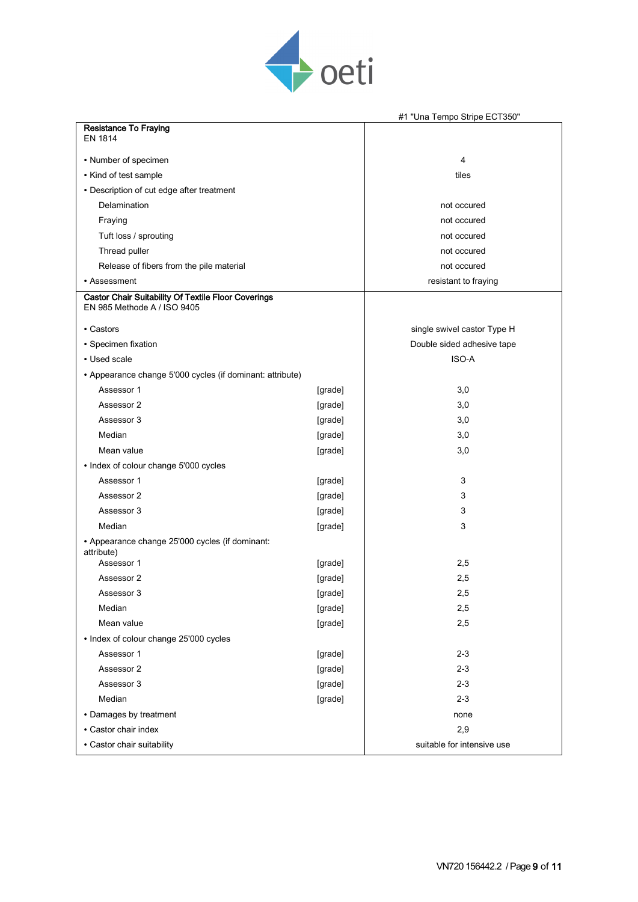| | | #1 "Una Tempo Stripe ECT350" |
|---|---|---|
| **Resistance To Fraying**<br>EN 1814 | | |
| • Number of specimen | | 4 |
| • Kind of test sample | | tiles |
| • Description of cut edge after treatment | | |
| Delamination | | not occured |
| Fraying | | not occured |
| Tuft loss / sprouting | | not occured |
| Thread puller | | not occured |
| Release of fibers from the pile material | | not occured |
| • Assessment | | resistant to fraying |
| **Castor Chair Suitability Of Textile Floor Coverings**<br>EN 985 Methode A / ISO 9405 | | |
| • Castors | | single swivel castor Type H |
| • Specimen fixation | | Double sided adhesive tape |
| • Used scale | | ISO-A |
| • Appearance change 5'000 cycles (if dominant: attribute) | | |
| Assessor 1 | [grade] | 3,0 |
| Assessor 2 | [grade] | 3,0 |
| Assessor 3 | [grade] | 3,0 |
| Median | [grade] | 3,0 |
| Mean value | [grade] | 3,0 |
| • Index of colour change 5'000 cycles | | |
| Assessor 1 | [grade] | 3 |
| Assessor 2 | [grade] | 3 |
| Assessor 3 | [grade] | 3 |
| Median | [grade] | 3 |
| • Appearance change 25'000 cycles (if dominant: attribute) | | |
| Assessor 1 | [grade] | 2,5 |
| Assessor 2 | [grade] | 2,5 |
| Assessor 3 | [grade] | 2,5 |
| Median | [grade] | 2,5 |
| Mean value | [grade] | 2,5 |
| • Index of colour change 25'000 cycles | | |
| Assessor 1 | [grade] | 2-3 |
| Assessor 2 | [grade] | 2-3 |
| Assessor 3 | [grade] | 2-3 |
| Median | [grade] | 2-3 |
| • Damages by treatment | | none |
| • Castor chair index | | 2,9 |
| • Castor chair suitability | | suitable for intensive use |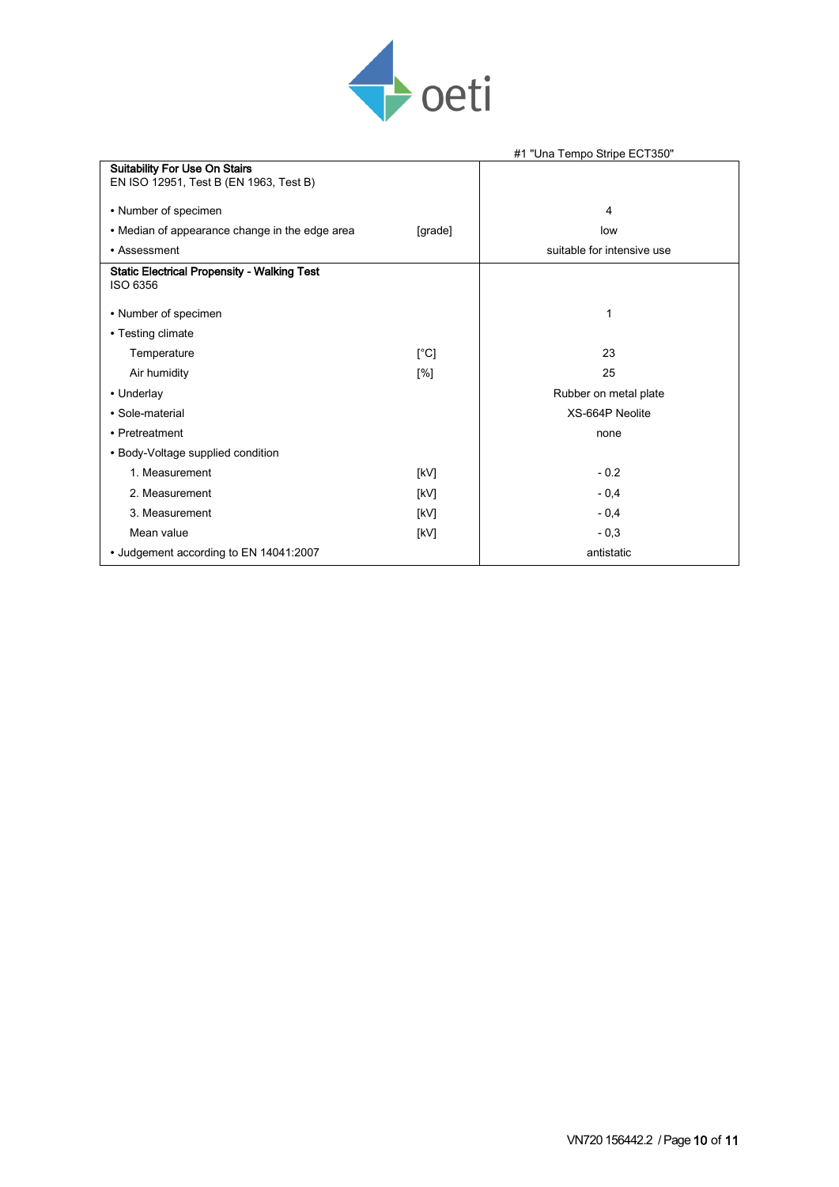oeti

| | | #1 "Una Tempo Stripe ECT350" |
|---|---|---|
| **Suitability For Use On Stairs**<br>EN ISO 12951, Test B (EN 1963, Test B) | | |
| • Number of specimen | | 4 |
| • Median of appearance change in the edge area | [grade] | low |
| • Assessment | | suitable for intensive use |
| **Static Electrical Propensity - Walking Test**<br>ISO 6356 | | |
| • Number of specimen | | 1 |
| • Testing climate | | |
| Temperature | [°C] | 23 |
| Air humidity | [%] | 25 |
| • Underlay | | Rubber on metal plate |
| • Sole-material | | XS-664P Neolite |
| • Pretreatment | | none |
| • Body-Voltage supplied condition | | |
| 1. Measurement | [kV] | - 0.2 |
| 2. Measurement | [kV] | - 0,4 |
| 3. Measurement | [kV] | - 0,4 |
| Mean value | [kV] | - 0,3 |
| • Judgement according to EN 14041:2007 | | antistatic |

VN720 156442.2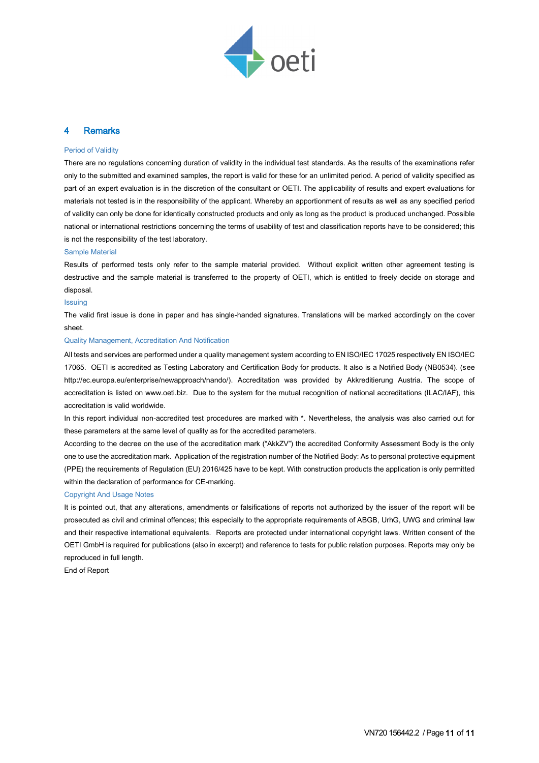## 4 Remarks

### Period of Validity

There are no regulations concerning duration of validity in the individual test standards. As the results of the examinations refer only to the submitted and examined samples, the report is valid for these for an unlimited period. A period of validity specified as part of an expert evaluation is in the discretion of the consultant or OETI. The applicability of results and expert evaluations for materials not tested is in the responsibility of the applicant. Whereby an apportionment of results as well as any specified period of validity can only be done for identically constructed products and only as long as the product is produced unchanged. Possible national or international restrictions concerning the terms of usability of test and classification reports have to be considered; this is not the responsibility of the test laboratory.

### Sample Material

Results of performed tests only refer to the sample material provided. Without explicit written other agreement testing is destructive and the sample material is transferred to the property of OETI, which is entitled to freely decide on storage and disposal.

### Issuing

The valid first issue is done in paper and has single-handed signatures. Translations will be marked accordingly on the cover sheet.

### Quality Management, Accreditation And Notification

All tests and services are performed under a quality management system according to EN ISO/IEC 17025 respectively EN ISO/IEC 17065. OETI is accredited as Testing Laboratory and Certification Body for products. It also is a Notified Body (NB0534). (see http://ec.europa.eu/enterprise/newapproach/nando/). Accreditation was provided by Akkreditierung Austria. The scope of accreditation is listed on www.oeti.biz. Due to the system for the mutual recognition of national accreditations (ILAC/IAF), this accreditation is valid worldwide.

In this report individual non-accredited test procedures are marked with *. Nevertheless, the analysis was also carried out for these parameters at the same level of quality as for the accredited parameters.

According to the decree on the use of the accreditation mark ("AkkZV") the accredited Conformity Assessment Body is the only one to use the accreditation mark. Application of the registration number of the Notified Body: As to personal protective equipment (PPE) the requirements of Regulation (EU) 2016/425 have to be kept. With construction products the application is only permitted within the declaration of performance for CE-marking.

### Copyright And Usage Notes

It is pointed out, that any alterations, amendments or falsifications of reports not authorized by the issuer of the report will be prosecuted as civil and criminal offences; this especially to the appropriate requirements of ABGB, UrhG, UWG and criminal law and their respective international equivalents. Reports are protected under international copyright laws. Written consent of the OETI GmbH is required for publications (also in excerpt) and reference to tests for public relation purposes. Reports may only be reproduced in full length.

End of Report